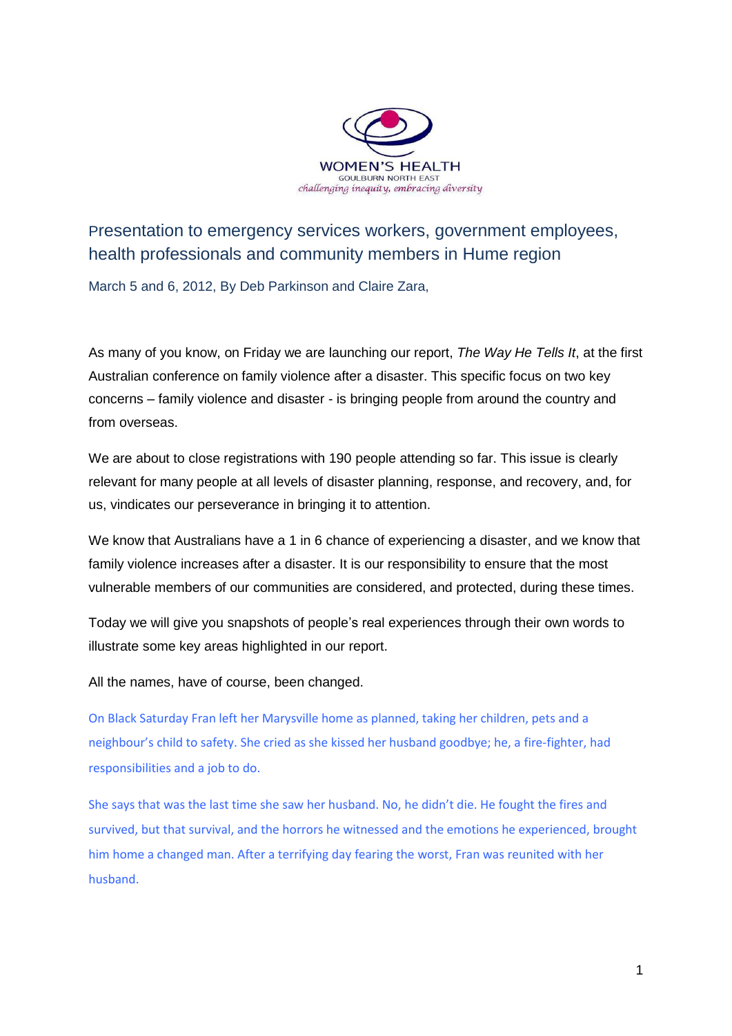WOMEN'S HEALTH
GOULBURN NORTH EAST
*challenging inequity, embracing diversity*

## Presentation to emergency services workers, government employees, health professionals and community members in Hume region

March 5 and 6, 2012, By Deb Parkinson and Claire Zara,

As many of you know, on Friday we are launching our report, *The Way He Tells It*, at the first Australian conference on family violence after a disaster. This specific focus on two key concerns – family violence and disaster - is bringing people from around the country and from overseas.

We are about to close registrations with 190 people attending so far. This issue is clearly relevant for many people at all levels of disaster planning, response, and recovery, and, for us, vindicates our perseverance in bringing it to attention.

We know that Australians have a 1 in 6 chance of experiencing a disaster, and we know that family violence increases after a disaster. It is our responsibility to ensure that the most vulnerable members of our communities are considered, and protected, during these times.

Today we will give you snapshots of people's real experiences through their own words to illustrate some key areas highlighted in our report.

All the names, have of course, been changed.

On Black Saturday Fran left her Marysville home as planned, taking her children, pets and a neighbour's child to safety. She cried as she kissed her husband goodbye; he, a fire-fighter, had responsibilities and a job to do.

She says that was the last time she saw her husband. No, he didn't die. He fought the fires and survived, but that survival, and the horrors he witnessed and the emotions he experienced, brought him home a changed man. After a terrifying day fearing the worst, Fran was reunited with her husband.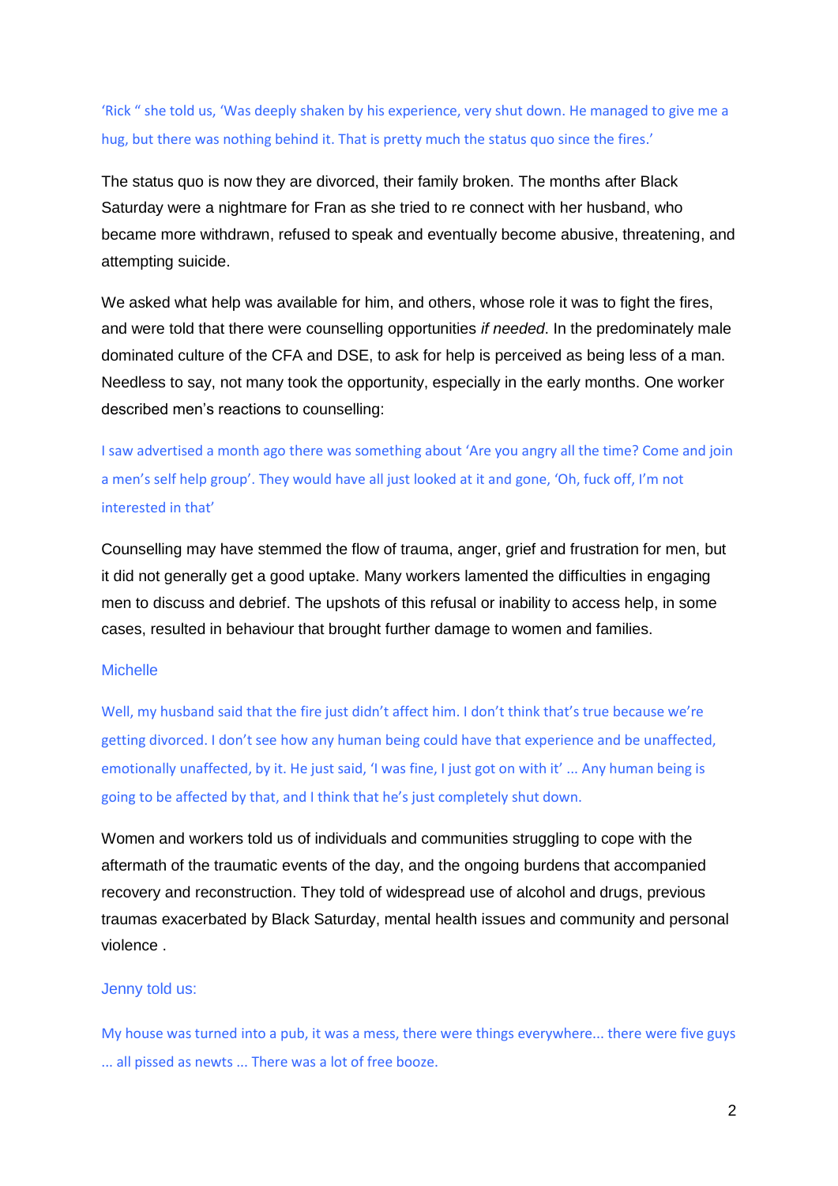'Rick " she told us, 'Was deeply shaken by his experience, very shut down. He managed to give me a hug, but there was nothing behind it. That is pretty much the status quo since the fires.'

The status quo is now they are divorced, their family broken. The months after Black Saturday were a nightmare for Fran as she tried to re connect with her husband, who became more withdrawn, refused to speak and eventually become abusive, threatening, and attempting suicide.

We asked what help was available for him, and others, whose role it was to fight the fires, and were told that there were counselling opportunities *if needed*. In the predominately male dominated culture of the CFA and DSE, to ask for help is perceived as being less of a man. Needless to say, not many took the opportunity, especially in the early months. One worker described men's reactions to counselling:

I saw advertised a month ago there was something about 'Are you angry all the time? Come and join a men's self help group'. They would have all just looked at it and gone, 'Oh, fuck off, I'm not interested in that'

Counselling may have stemmed the flow of trauma, anger, grief and frustration for men, but it did not generally get a good uptake. Many workers lamented the difficulties in engaging men to discuss and debrief. The upshots of this refusal or inability to access help, in some cases, resulted in behaviour that brought further damage to women and families.

Michelle

Well, my husband said that the fire just didn't affect him. I don't think that's true because we're getting divorced. I don't see how any human being could have that experience and be unaffected, emotionally unaffected, by it. He just said, 'I was fine, I just got on with it' ... Any human being is going to be affected by that, and I think that he's just completely shut down.

Women and workers told us of individuals and communities struggling to cope with the aftermath of the traumatic events of the day, and the ongoing burdens that accompanied recovery and reconstruction. They told of widespread use of alcohol and drugs, previous traumas exacerbated by Black Saturday, mental health issues and community and personal violence .

Jenny told us:

My house was turned into a pub, it was a mess, there were things everywhere... there were five guys ... all pissed as newts ... There was a lot of free booze.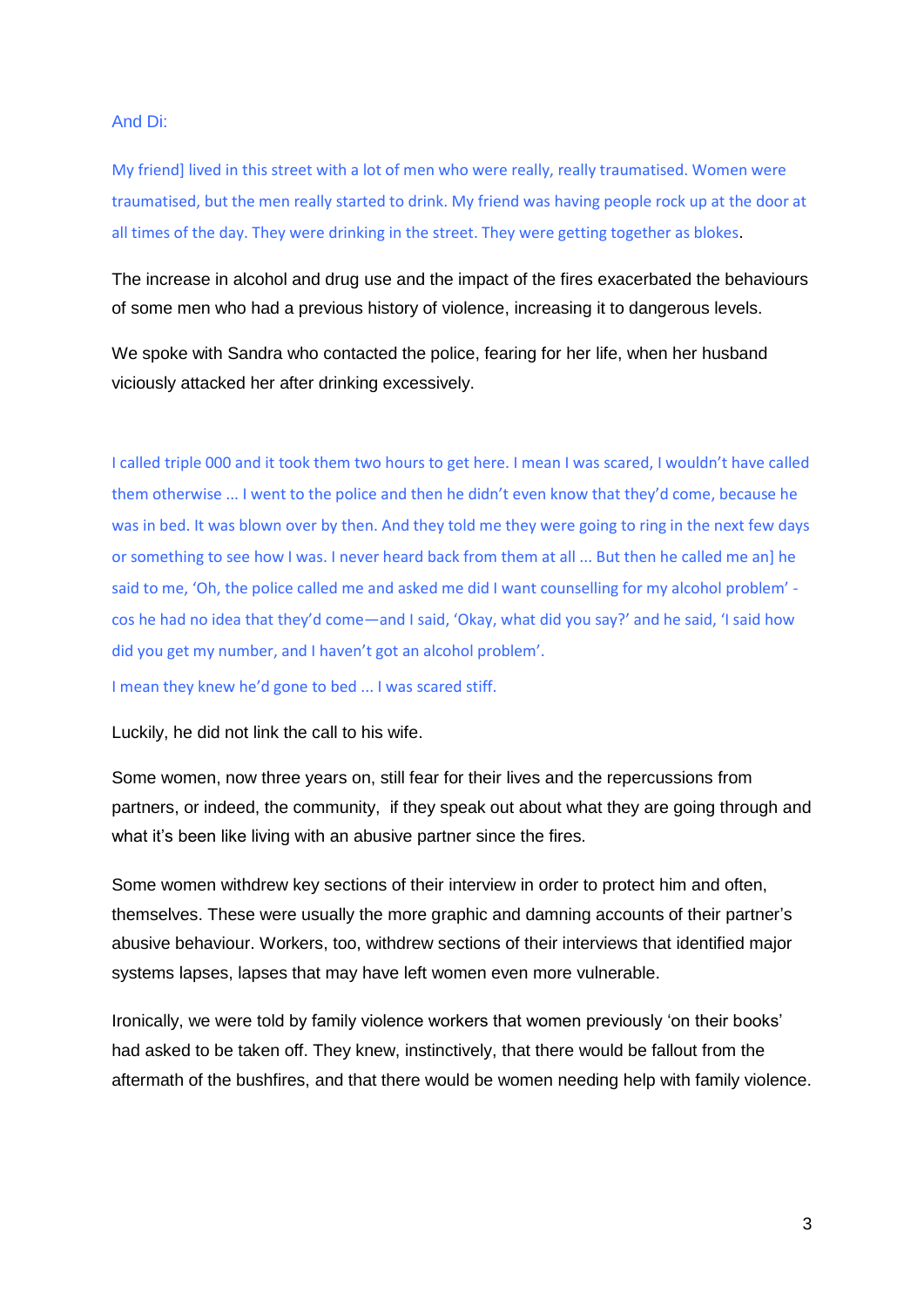And Di:

> My friend] lived in this street with a lot of men who were really, really traumatised. Women were traumatised, but the men really started to drink. My friend was having people rock up at the door at all times of the day. They were drinking in the street. They were getting together as blokes.

The increase in alcohol and drug use and the impact of the fires exacerbated the behaviours of some men who had a previous history of violence, increasing it to dangerous levels.

We spoke with Sandra who contacted the police, fearing for her life, when her husband viciously attacked her after drinking excessively.

> I called triple 000 and it took them two hours to get here. I mean I was scared, I wouldn't have called them otherwise ... I went to the police and then he didn't even know that they'd come, because he was in bed. It was blown over by then. And they told me they were going to ring in the next few days or something to see how I was. I never heard back from them at all ... But then he called me an] he said to me, 'Oh, the police called me and asked me did I want counselling for my alcohol problem' - cos he had no idea that they'd come—and I said, 'Okay, what did you say?' and he said, 'I said how did you get my number, and I haven't got an alcohol problem'.
>
> I mean they knew he'd gone to bed ... I was scared stiff.

Luckily, he did not link the call to his wife.

Some women, now three years on, still fear for their lives and the repercussions from partners, or indeed, the community, if they speak out about what they are going through and what it's been like living with an abusive partner since the fires.

Some women withdrew key sections of their interview in order to protect him and often, themselves. These were usually the more graphic and damning accounts of their partner's abusive behaviour. Workers, too, withdrew sections of their interviews that identified major systems lapses, lapses that may have left women even more vulnerable.

Ironically, we were told by family violence workers that women previously 'on their books' had asked to be taken off. They knew, instinctively, that there would be fallout from the aftermath of the bushfires, and that there would be women needing help with family violence.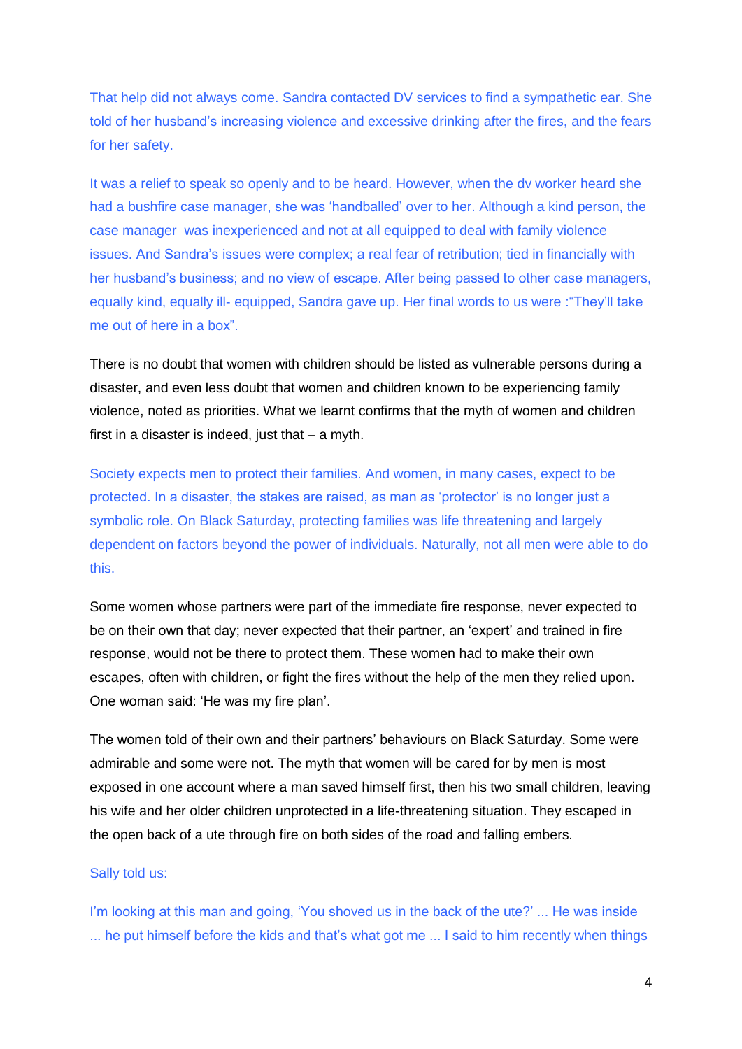That help did not always come. Sandra contacted DV services to find a sympathetic ear. She told of her husband's increasing violence and excessive drinking after the fires, and the fears for her safety.

It was a relief to speak so openly and to be heard. However, when the dv worker heard she had a bushfire case manager, she was 'handballed' over to her. Although a kind person, the case manager was inexperienced and not at all equipped to deal with family violence issues. And Sandra's issues were complex; a real fear of retribution; tied in financially with her husband's business; and no view of escape. After being passed to other case managers, equally kind, equally ill- equipped, Sandra gave up. Her final words to us were :"They'll take me out of here in a box".

There is no doubt that women with children should be listed as vulnerable persons during a disaster, and even less doubt that women and children known to be experiencing family violence, noted as priorities. What we learnt confirms that the myth of women and children first in a disaster is indeed, just that – a myth.

Society expects men to protect their families. And women, in many cases, expect to be protected. In a disaster, the stakes are raised, as man as 'protector' is no longer just a symbolic role. On Black Saturday, protecting families was life threatening and largely dependent on factors beyond the power of individuals. Naturally, not all men were able to do this.

Some women whose partners were part of the immediate fire response, never expected to be on their own that day; never expected that their partner, an 'expert' and trained in fire response, would not be there to protect them. These women had to make their own escapes, often with children, or fight the fires without the help of the men they relied upon. One woman said: 'He was my fire plan'.

The women told of their own and their partners' behaviours on Black Saturday. Some were admirable and some were not. The myth that women will be cared for by men is most exposed in one account where a man saved himself first, then his two small children, leaving his wife and her older children unprotected in a life-threatening situation. They escaped in the open back of a ute through fire on both sides of the road and falling embers.

Sally told us:

I'm looking at this man and going, 'You shoved us in the back of the ute?' ... He was inside ... he put himself before the kids and that's what got me ... I said to him recently when things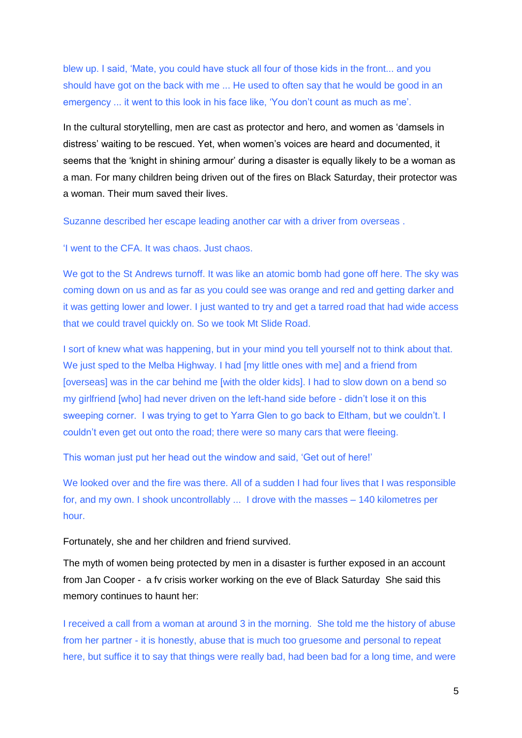blew up. I said, 'Mate, you could have stuck all four of those kids in the front... and you should have got on the back with me ... He used to often say that he would be good in an emergency ... it went to this look in his face like, 'You don't count as much as me'.

In the cultural storytelling, men are cast as protector and hero, and women as 'damsels in distress' waiting to be rescued. Yet, when women's voices are heard and documented, it seems that the 'knight in shining armour' during a disaster is equally likely to be a woman as a man. For many children being driven out of the fires on Black Saturday, their protector was a woman. Their mum saved their lives.

Suzanne described her escape leading another car with a driver from overseas .

'I went to the CFA. It was chaos. Just chaos.

We got to the St Andrews turnoff. It was like an atomic bomb had gone off here. The sky was coming down on us and as far as you could see was orange and red and getting darker and it was getting lower and lower. I just wanted to try and get a tarred road that had wide access that we could travel quickly on. So we took Mt Slide Road.

I sort of knew what was happening, but in your mind you tell yourself not to think about that. We just sped to the Melba Highway. I had [my little ones with me] and a friend from [overseas] was in the car behind me [with the older kids]. I had to slow down on a bend so my girlfriend [who] had never driven on the left-hand side before - didn't lose it on this sweeping corner. I was trying to get to Yarra Glen to go back to Eltham, but we couldn't. I couldn't even get out onto the road; there were so many cars that were fleeing.

This woman just put her head out the window and said, 'Get out of here!'

We looked over and the fire was there. All of a sudden I had four lives that I was responsible for, and my own. I shook uncontrollably ... I drove with the masses – 140 kilometres per hour.

Fortunately, she and her children and friend survived.

The myth of women being protected by men in a disaster is further exposed in an account from Jan Cooper - a fv crisis worker working on the eve of Black Saturday She said this memory continues to haunt her:

I received a call from a woman at around 3 in the morning. She told me the history of abuse from her partner - it is honestly, abuse that is much too gruesome and personal to repeat here, but suffice it to say that things were really bad, had been bad for a long time, and were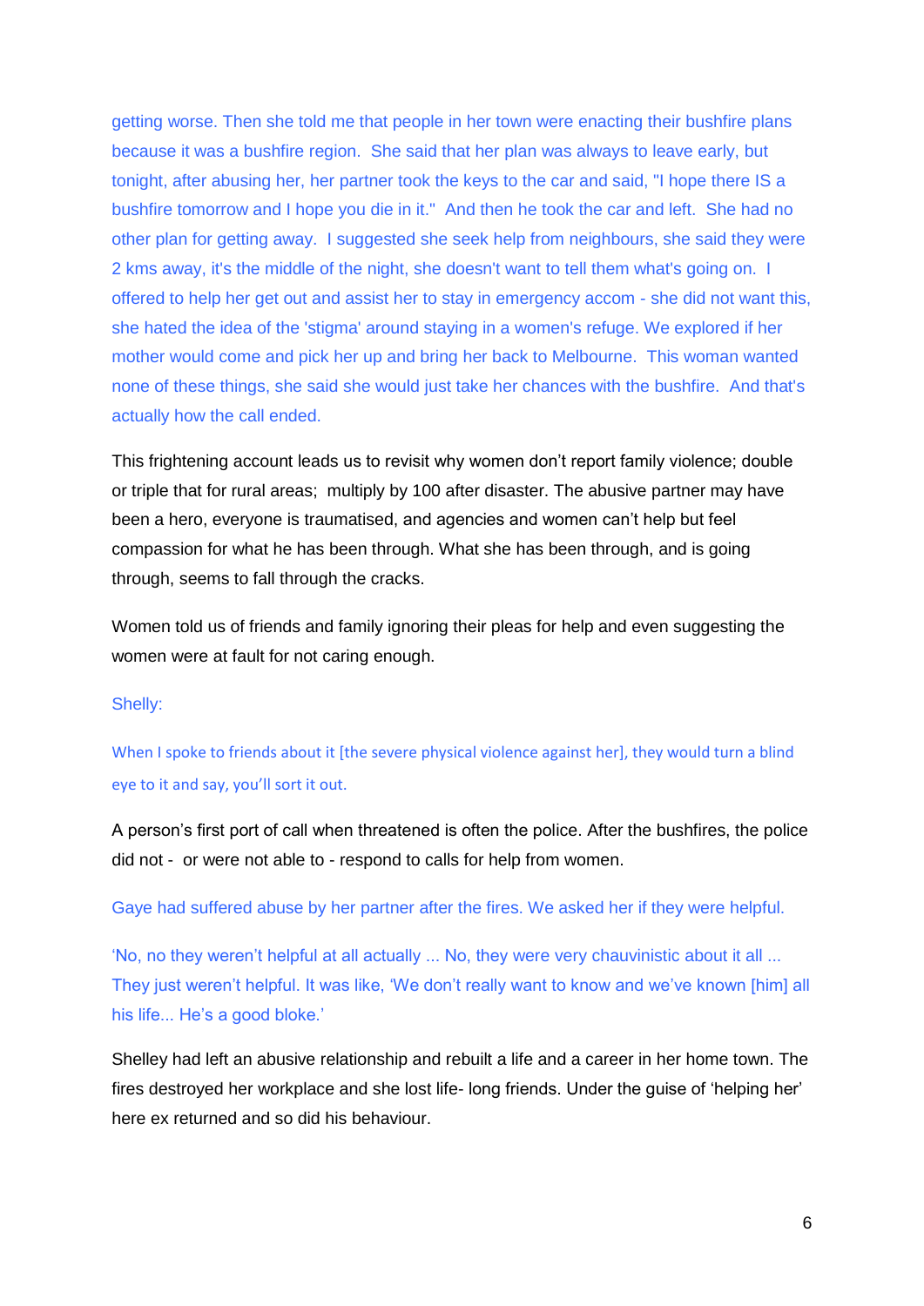getting worse. Then she told me that people in her town were enacting their bushfire plans because it was a bushfire region. She said that her plan was always to leave early, but tonight, after abusing her, her partner took the keys to the car and said, "I hope there IS a bushfire tomorrow and I hope you die in it." And then he took the car and left. She had no other plan for getting away. I suggested she seek help from neighbours, she said they were 2 kms away, it's the middle of the night, she doesn't want to tell them what's going on. I offered to help her get out and assist her to stay in emergency accom - she did not want this, she hated the idea of the 'stigma' around staying in a women's refuge. We explored if her mother would come and pick her up and bring her back to Melbourne. This woman wanted none of these things, she said she would just take her chances with the bushfire. And that's actually how the call ended.

This frightening account leads us to revisit why women don't report family violence; double or triple that for rural areas; multiply by 100 after disaster. The abusive partner may have been a hero, everyone is traumatised, and agencies and women can't help but feel compassion for what he has been through. What she has been through, and is going through, seems to fall through the cracks.

Women told us of friends and family ignoring their pleas for help and even suggesting the women were at fault for not caring enough.

Shelly:

When I spoke to friends about it [the severe physical violence against her], they would turn a blind eye to it and say, you'll sort it out.

A person's first port of call when threatened is often the police. After the bushfires, the police did not - or were not able to - respond to calls for help from women.

Gaye had suffered abuse by her partner after the fires. We asked her if they were helpful.

'No, no they weren't helpful at all actually ... No, they were very chauvinistic about it all ... They just weren't helpful. It was like, 'We don't really want to know and we've known [him] all his life... He's a good bloke.'

Shelley had left an abusive relationship and rebuilt a life and a career in her home town. The fires destroyed her workplace and she lost life- long friends. Under the guise of 'helping her' here ex returned and so did his behaviour.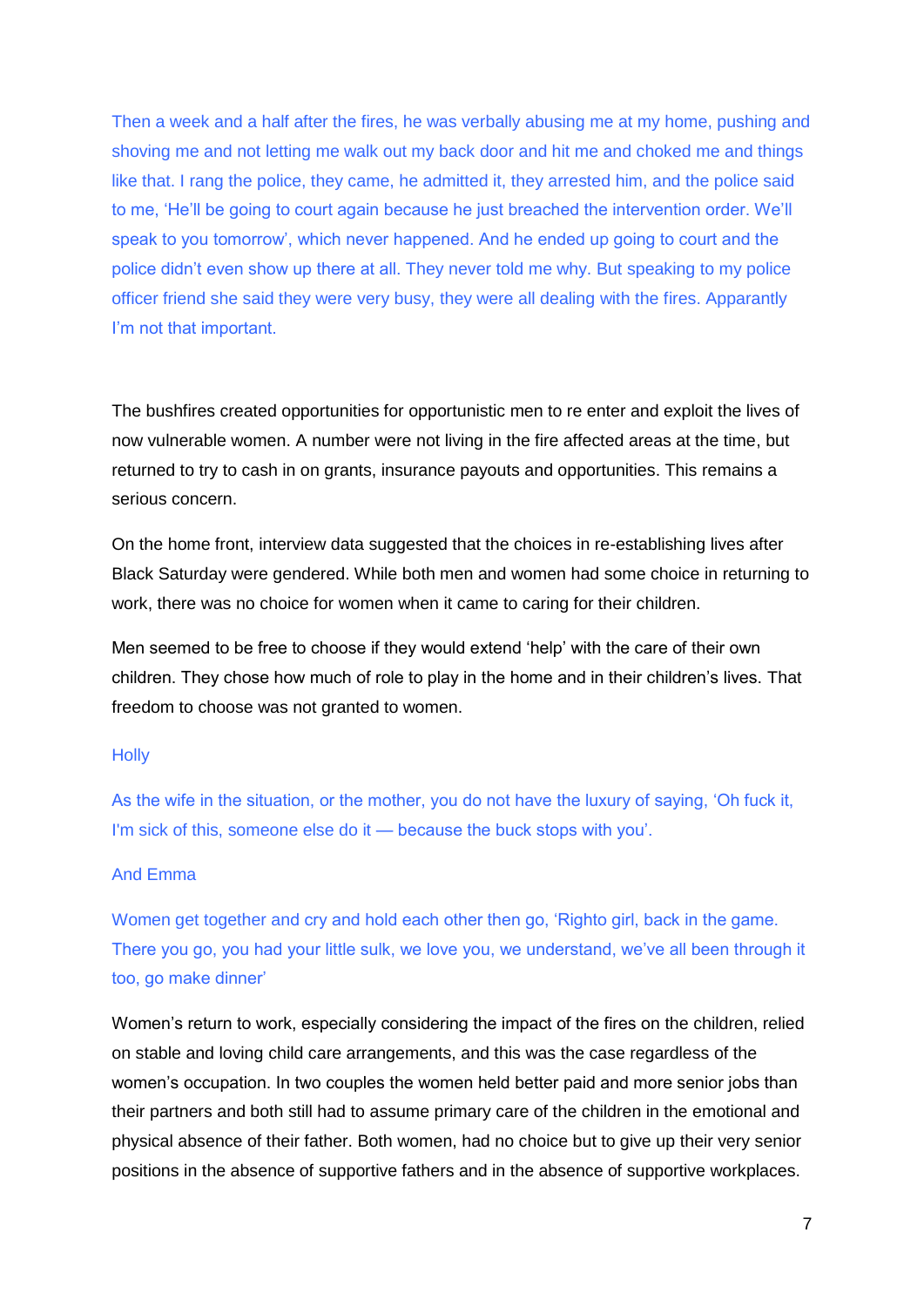Then a week and a half after the fires, he was verbally abusing me at my home, pushing and shoving me and not letting me walk out my back door and hit me and choked me and things like that. I rang the police, they came, he admitted it, they arrested him, and the police said to me, 'He'll be going to court again because he just breached the intervention order. We'll speak to you tomorrow', which never happened. And he ended up going to court and the police didn't even show up there at all. They never told me why. But speaking to my police officer friend she said they were very busy, they were all dealing with the fires. Apparently I'm not that important.

The bushfires created opportunities for opportunistic men to re enter and exploit the lives of now vulnerable women. A number were not living in the fire affected areas at the time, but returned to try to cash in on grants, insurance payouts and opportunities. This remains a serious concern.

On the home front, interview data suggested that the choices in re-establishing lives after Black Saturday were gendered. While both men and women had some choice in returning to work, there was no choice for women when it came to caring for their children.

Men seemed to be free to choose if they would extend 'help' with the care of their own children. They chose how much of role to play in the home and in their children's lives. That freedom to choose was not granted to women.

Holly

As the wife in the situation, or the mother, you do not have the luxury of saying, 'Oh fuck it, I'm sick of this, someone else do it — because the buck stops with you'.

And Emma

Women get together and cry and hold each other then go, 'Righto girl, back in the game. There you go, you had your little sulk, we love you, we understand, we've all been through it too, go make dinner'

Women's return to work, especially considering the impact of the fires on the children, relied on stable and loving child care arrangements, and this was the case regardless of the women's occupation. In two couples the women held better paid and more senior jobs than their partners and both still had to assume primary care of the children in the emotional and physical absence of their father. Both women, had no choice but to give up their very senior positions in the absence of supportive fathers and in the absence of supportive workplaces.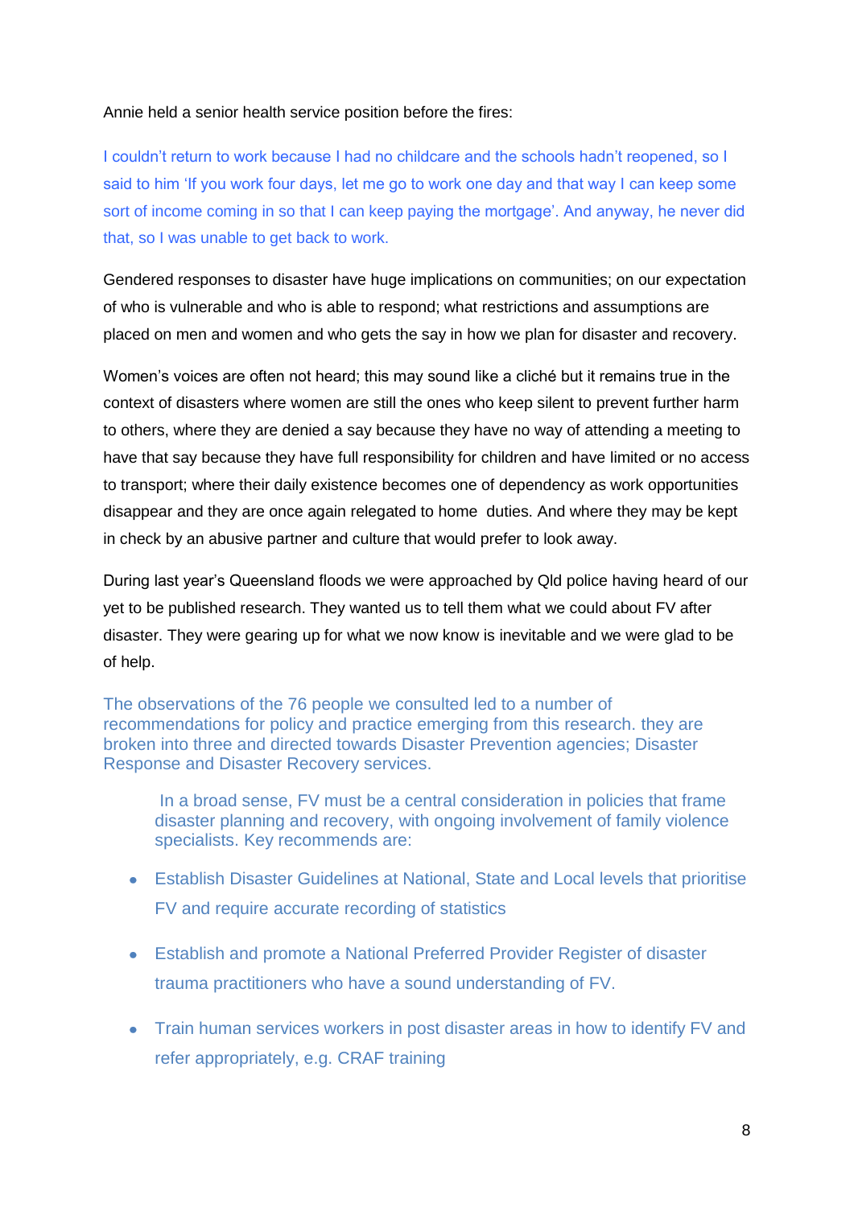Annie held a senior health service position before the fires:

> I couldn't return to work because I had no childcare and the schools hadn't reopened, so I said to him 'If you work four days, let me go to work one day and that way I can keep some sort of income coming in so that I can keep paying the mortgage'. And anyway, he never did that, so I was unable to get back to work.

Gendered responses to disaster have huge implications on communities; on our expectation of who is vulnerable and who is able to respond; what restrictions and assumptions are placed on men and women and who gets the say in how we plan for disaster and recovery.

Women's voices are often not heard; this may sound like a cliché but it remains true in the context of disasters where women are still the ones who keep silent to prevent further harm to others, where they are denied a say because they have no way of attending a meeting to have that say because they have full responsibility for children and have limited or no access to transport; where their daily existence becomes one of dependency as work opportunities disappear and they are once again relegated to home duties. And where they may be kept in check by an abusive partner and culture that would prefer to look away.

During last year's Queensland floods we were approached by Qld police having heard of our yet to be published research. They wanted us to tell them what we could about FV after disaster. They were gearing up for what we now know is inevitable and we were glad to be of help.

The observations of the 76 people we consulted led to a number of recommendations for policy and practice emerging from this research. they are broken into three and directed towards Disaster Prevention agencies; Disaster Response and Disaster Recovery services.

In a broad sense, FV must be a central consideration in policies that frame disaster planning and recovery, with ongoing involvement of family violence specialists. Key recommends are:

- Establish Disaster Guidelines at National, State and Local levels that prioritise FV and require accurate recording of statistics
- Establish and promote a National Preferred Provider Register of disaster trauma practitioners who have a sound understanding of FV.
- Train human services workers in post disaster areas in how to identify FV and refer appropriately, e.g. CRAF training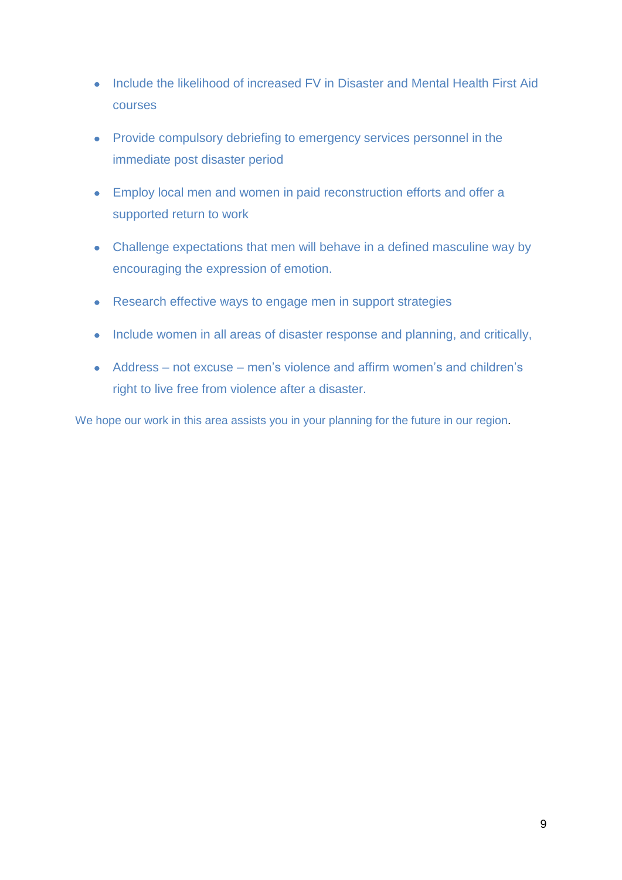- Include the likelihood of increased FV in Disaster and Mental Health First Aid courses
- Provide compulsory debriefing to emergency services personnel in the immediate post disaster period
- Employ local men and women in paid reconstruction efforts and offer a supported return to work
- Challenge expectations that men will behave in a defined masculine way by encouraging the expression of emotion.
- Research effective ways to engage men in support strategies
- Include women in all areas of disaster response and planning, and critically,
- Address – not excuse – men's violence and affirm women's and children's right to live free from violence after a disaster.

We hope our work in this area assists you in your planning for the future in our region.